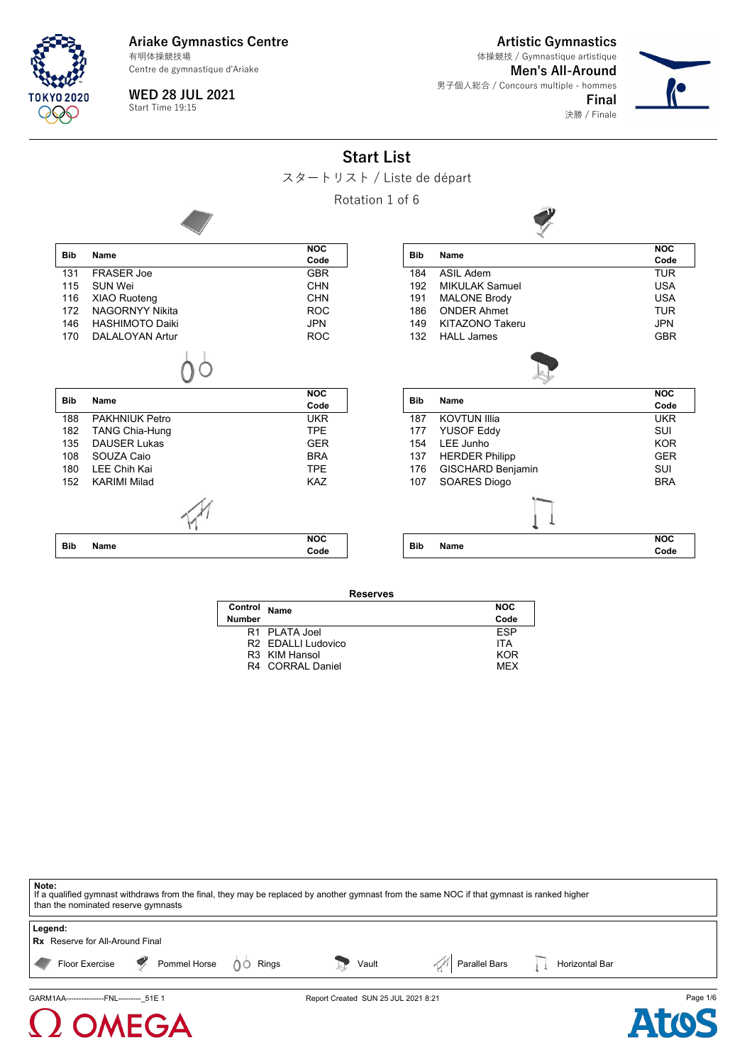Ariake Gymnastics Centre
有明体操競技場
Centre de gymnastique d'Ariake

WED 28 JUL 2021
Start Time 19:15

Artistic Gymnastics
体操競技 / Gymnastique artistique
Men's All-Around
男子個人総合 / Concours multiple - hommes
Final
決勝 / Finale

# Start List

スタートリスト / Liste de départ

Rotation 1 of 6

**Floor Exercise**

| Bib | Name | NOC Code |
|---|---|---|
| 131 | FRASER Joe | GBR |
| 115 | SUN Wei | CHN |
| 116 | XIAO Ruoteng | CHN |
| 172 | NAGORNYY Nikita | ROC |
| 146 | HASHIMOTO Daiki | JPN |
| 170 | DALALOYAN Artur | ROC |

**Pommel Horse**

| Bib | Name | NOC Code |
|---|---|---|
| 184 | ASIL Adem | TUR |
| 192 | MIKULAK Samuel | USA |
| 191 | MALONE Brody | USA |
| 186 | ONDER Ahmet | TUR |
| 149 | KITAZONO Takeru | JPN |
| 132 | HALL James | GBR |

**Rings**

| Bib | Name | NOC Code |
|---|---|---|
| 188 | PAKHNIUK Petro | UKR |
| 182 | TANG Chia-Hung | TPE |
| 135 | DAUSER Lukas | GER |
| 108 | SOUZA Caio | BRA |
| 180 | LEE Chih Kai | TPE |
| 152 | KARIMI Milad | KAZ |

**Vault**

| Bib | Name | NOC Code |
|---|---|---|
| 187 | KOVTUN Illia | UKR |
| 177 | YUSOF Eddy | SUI |
| 154 | LEE Junho | KOR |
| 137 | HERDER Philipp | GER |
| 176 | GISCHARD Benjamin | SUI |
| 107 | SOARES Diogo | BRA |

**Parallel Bars**

| Bib | Name | NOC Code |
|---|---|---|

**Horizontal Bar**

| Bib | Name | NOC Code |
|---|---|---|

**Reserves**

| Control Number | Name | NOC Code |
|---|---|---|
| R1 | PLATA Joel | ESP |
| R2 | EDALLI Ludovico | ITA |
| R3 | KIM Hansol | KOR |
| R4 | CORRAL Daniel | MEX |

**Note:**
If a qualified gymnast withdraws from the final, they may be replaced by another gymnast from the same NOC if that gymnast is ranked higher than the nominated reserve gymnasts

**Legend:**
**Rx** Reserve for All-Around Final
Floor Exercise, Pommel Horse, Rings, Vault, Parallel Bars, Horizontal Bar

GARM1AA---------------FNL---------_51E 1 Report Created SUN 25 JUL 2021 8:21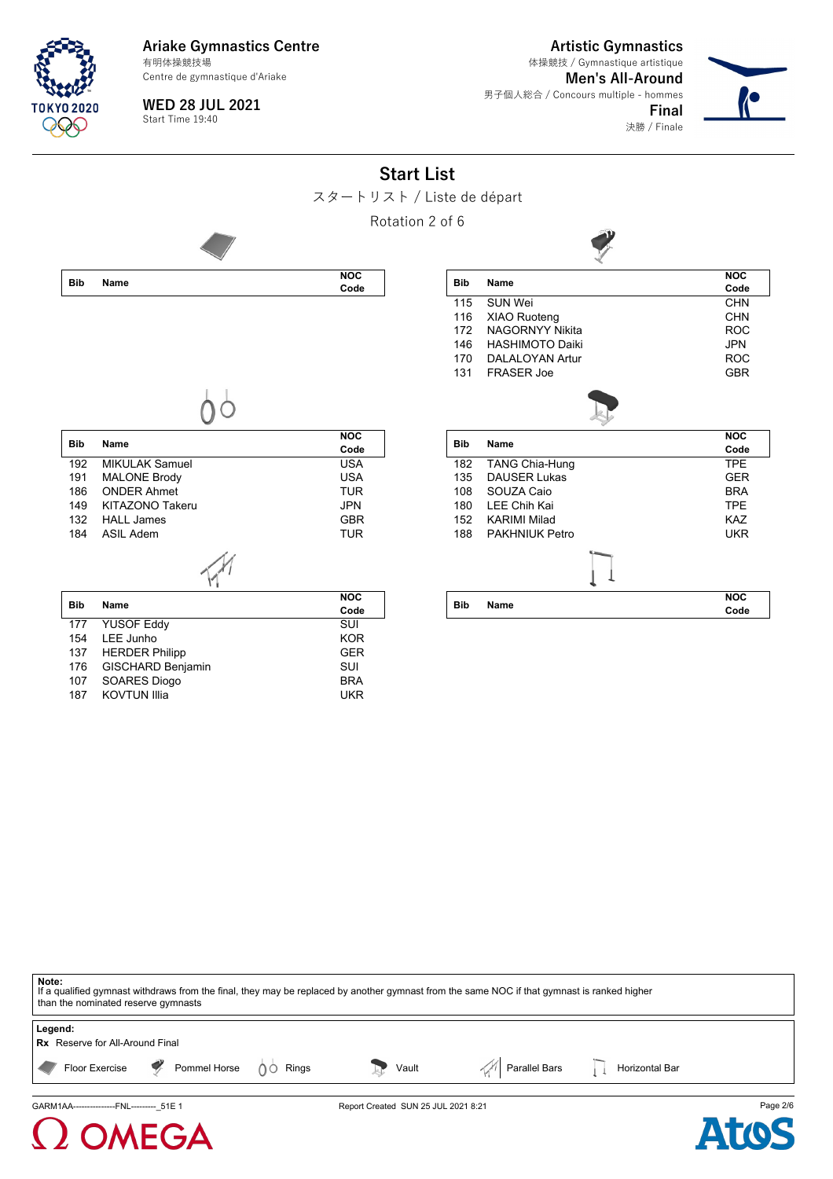Ariake Gymnastics Centre
有明体操競技場
Centre de gymnastique d'Ariake

WED 28 JUL 2021
Start Time 19:40

Artistic Gymnastics
体操競技 / Gymnastique artistique
Men's All-Around
男子個人総合 / Concours multiple - hommes
Final
決勝 / Finale

# Start List

スタートリスト / Liste de départ

Rotation 2 of 6

**Floor Exercise**

| Bib | Name | NOC Code |
|---|---|---|

**Pommel Horse**

| Bib | Name | NOC Code |
|---|---|---|
| 115 | SUN Wei | CHN |
| 116 | XIAO Ruoteng | CHN |
| 172 | NAGORNYY Nikita | ROC |
| 146 | HASHIMOTO Daiki | JPN |
| 170 | DALALOYAN Artur | ROC |
| 131 | FRASER Joe | GBR |

**Rings**

| Bib | Name | NOC Code |
|---|---|---|
| 192 | MIKULAK Samuel | USA |
| 191 | MALONE Brody | USA |
| 186 | ONDER Ahmet | TUR |
| 149 | KITAZONO Takeru | JPN |
| 132 | HALL James | GBR |
| 184 | ASIL Adem | TUR |

**Vault**

| Bib | Name | NOC Code |
|---|---|---|
| 182 | TANG Chia-Hung | TPE |
| 135 | DAUSER Lukas | GER |
| 108 | SOUZA Caio | BRA |
| 180 | LEE Chih Kai | TPE |
| 152 | KARIMI Milad | KAZ |
| 188 | PAKHNIUK Petro | UKR |

**Parallel Bars**

| Bib | Name | NOC Code |
|---|---|---|
| 177 | YUSOF Eddy | SUI |
| 154 | LEE Junho | KOR |
| 137 | HERDER Philipp | GER |
| 176 | GISCHARD Benjamin | SUI |
| 107 | SOARES Diogo | BRA |
| 187 | KOVTUN Illia | UKR |

**Horizontal Bar**

| Bib | Name | NOC Code |
|---|---|---|

**Note:**
If a qualified gymnast withdraws from the final, they may be replaced by another gymnast from the same NOC if that gymnast is ranked higher than the nominated reserve gymnasts

**Legend:**
**Rx** Reserve for All-Around Final

Floor Exercise, Pommel Horse, Rings, Vault, Parallel Bars, Horizontal Bar

GARM1AA---------------FNL---------_51E 1    Report Created SUN 25 JUL 2021 8:21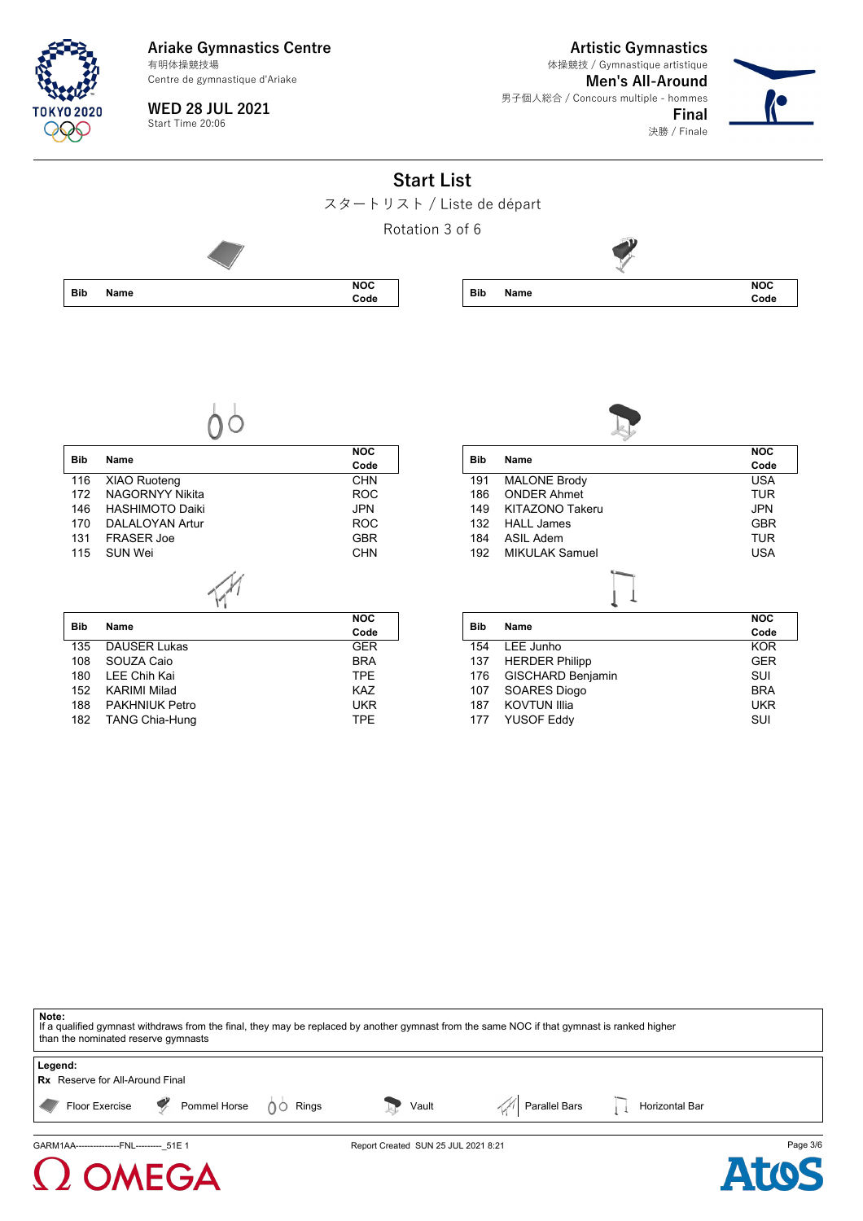# Ariake Gymnastics Centre

有明体操競技場
Centre de gymnastique d'Ariake

**WED 28 JUL 2021**
Start Time 20:06

## Artistic Gymnastics

体操競技 / Gymnastique artistique

**Men's All-Around**
男子個人総合 / Concours multiple - hommes

**Final**
決勝 / Finale

## Start List

スタートリスト / Liste de départ

Rotation 3 of 6

### Floor Exercise

| Bib | Name | NOC Code |
|---|---|---|

### Pommel Horse

| Bib | Name | NOC Code |
|---|---|---|

### Rings

| Bib | Name | NOC Code |
|---|---|---|
| 116 | XIAO Ruoteng | CHN |
| 172 | NAGORNYY Nikita | ROC |
| 146 | HASHIMOTO Daiki | JPN |
| 170 | DALALOYAN Artur | ROC |
| 131 | FRASER Joe | GBR |
| 115 | SUN Wei | CHN |

### Vault

| Bib | Name | NOC Code |
|---|---|---|
| 191 | MALONE Brody | USA |
| 186 | ONDER Ahmet | TUR |
| 149 | KITAZONO Takeru | JPN |
| 132 | HALL James | GBR |
| 184 | ASIL Adem | TUR |
| 192 | MIKULAK Samuel | USA |

### Parallel Bars

| Bib | Name | NOC Code |
|---|---|---|
| 135 | DAUSER Lukas | GER |
| 108 | SOUZA Caio | BRA |
| 180 | LEE Chih Kai | TPE |
| 152 | KARIMI Milad | KAZ |
| 188 | PAKHNIUK Petro | UKR |
| 182 | TANG Chia-Hung | TPE |

### Horizontal Bar

| Bib | Name | NOC Code |
|---|---|---|
| 154 | LEE Junho | KOR |
| 137 | HERDER Philipp | GER |
| 176 | GISCHARD Benjamin | SUI |
| 107 | SOARES Diogo | BRA |
| 187 | KOVTUN Illia | UKR |
| 177 | YUSOF Eddy | SUI |

**Note:**
If a qualified gymnast withdraws from the final, they may be replaced by another gymnast from the same NOC if that gymnast is ranked higher than the nominated reserve gymnasts

**Legend:**
**Rx** Reserve for All-Around Final

Floor Exercise | Pommel Horse | Rings | Vault | Parallel Bars | Horizontal Bar

GARM1AA---------------FNL---------_51E 1 Report Created SUN 25 JUL 2021 8:21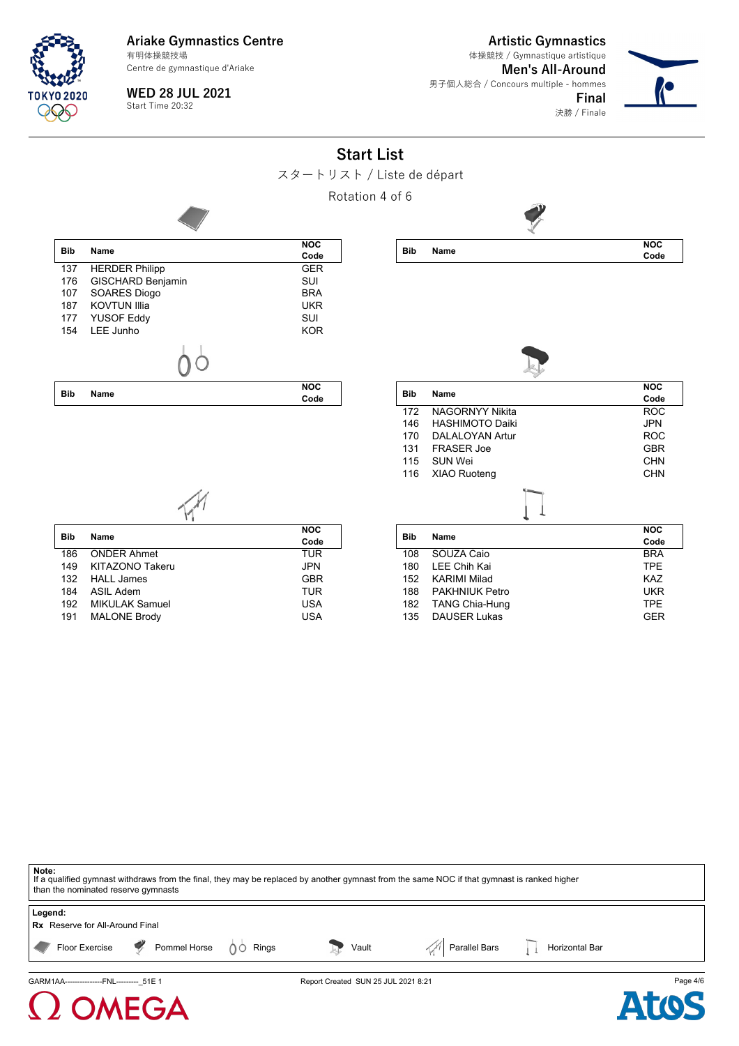Ariake Gymnastics Centre
有明体操競技場
Centre de gymnastique d'Ariake

WED 28 JUL 2021
Start Time 20:32

Artistic Gymnastics
体操競技 / Gymnastique artistique
Men's All-Around
男子個人総合 / Concours multiple - hommes
Final
決勝 / Finale

# Start List

スタートリスト / Liste de départ

Rotation 4 of 6

**Floor Exercise**

| Bib | Name | NOC Code |
|---|---|---|
| 137 | HERDER Philipp | GER |
| 176 | GISCHARD Benjamin | SUI |
| 107 | SOARES Diogo | BRA |
| 187 | KOVTUN Illia | UKR |
| 177 | YUSOF Eddy | SUI |
| 154 | LEE Junho | KOR |

**Pommel Horse**

| Bib | Name | NOC Code |
|---|---|---|

**Rings**

| Bib | Name | NOC Code |
|---|---|---|

**Vault**

| Bib | Name | NOC Code |
|---|---|---|
| 172 | NAGORNYY Nikita | ROC |
| 146 | HASHIMOTO Daiki | JPN |
| 170 | DALALOYAN Artur | ROC |
| 131 | FRASER Joe | GBR |
| 115 | SUN Wei | CHN |
| 116 | XIAO Ruoteng | CHN |

**Parallel Bars**

| Bib | Name | NOC Code |
|---|---|---|
| 186 | ONDER Ahmet | TUR |
| 149 | KITAZONO Takeru | JPN |
| 132 | HALL James | GBR |
| 184 | ASIL Adem | TUR |
| 192 | MIKULAK Samuel | USA |
| 191 | MALONE Brody | USA |

**Horizontal Bar**

| Bib | Name | NOC Code |
|---|---|---|
| 108 | SOUZA Caio | BRA |
| 180 | LEE Chih Kai | TPE |
| 152 | KARIMI Milad | KAZ |
| 188 | PAKHNIUK Petro | UKR |
| 182 | TANG Chia-Hung | TPE |
| 135 | DAUSER Lukas | GER |

**Note:**
If a qualified gymnast withdraws from the final, they may be replaced by another gymnast from the same NOC if that gymnast is ranked higher than the nominated reserve gymnasts

**Legend:**
**Rx** Reserve for All-Around Final

Floor Exercise, Pommel Horse, Rings, Vault, Parallel Bars, Horizontal Bar

GARM1AA---------------FNL---------_51E 1 Report Created SUN 25 JUL 2021 8:21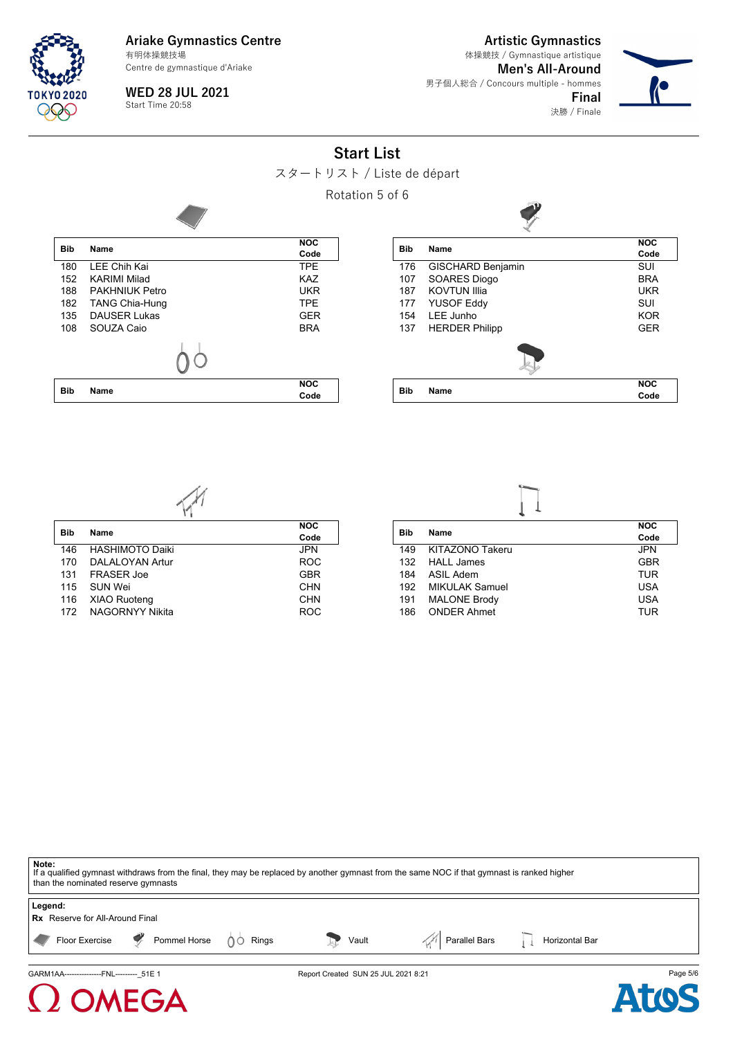Ariake Gymnastics Centre
有明体操競技場
Centre de gymnastique d'Ariake

**WED 28 JUL 2021**
Start Time 20:58

**Artistic Gymnastics**
体操競技 / Gymnastique artistique
**Men's All-Around**
男子個人総合 / Concours multiple - hommes
**Final**
決勝 / Finale

# Start List

スタートリスト / Liste de départ

Rotation 5 of 6

**Floor Exercise**

| Bib | Name | NOC Code |
|---|---|---|
| 180 | LEE Chih Kai | TPE |
| 152 | KARIMI Milad | KAZ |
| 188 | PAKHNIUK Petro | UKR |
| 182 | TANG Chia-Hung | TPE |
| 135 | DAUSER Lukas | GER |
| 108 | SOUZA Caio | BRA |

**Pommel Horse**

| Bib | Name | NOC Code |
|---|---|---|
| 176 | GISCHARD Benjamin | SUI |
| 107 | SOARES Diogo | BRA |
| 187 | KOVTUN Illia | UKR |
| 177 | YUSOF Eddy | SUI |
| 154 | LEE Junho | KOR |
| 137 | HERDER Philipp | GER |

**Rings**

| Bib | Name | NOC Code |
|---|---|---|

**Vault**

| Bib | Name | NOC Code |
|---|---|---|

**Parallel Bars**

| Bib | Name | NOC Code |
|---|---|---|
| 146 | HASHIMOTO Daiki | JPN |
| 170 | DALALOYAN Artur | ROC |
| 131 | FRASER Joe | GBR |
| 115 | SUN Wei | CHN |
| 116 | XIAO Ruoteng | CHN |
| 172 | NAGORNYY Nikita | ROC |

**Horizontal Bar**

| Bib | Name | NOC Code |
|---|---|---|
| 149 | KITAZONO Takeru | JPN |
| 132 | HALL James | GBR |
| 184 | ASIL Adem | TUR |
| 192 | MIKULAK Samuel | USA |
| 191 | MALONE Brody | USA |
| 186 | ONDER Ahmet | TUR |

**Note:**
If a qualified gymnast withdraws from the final, they may be replaced by another gymnast from the same NOC if that gymnast is ranked higher than the nominated reserve gymnasts

**Legend:**
**Rx** Reserve for All-Around Final

Floor Exercise | Pommel Horse | Rings | Vault | Parallel Bars | Horizontal Bar

GARM1AA---------------FNL---------_51E 1 | Report Created SUN 25 JUL 2021 8:21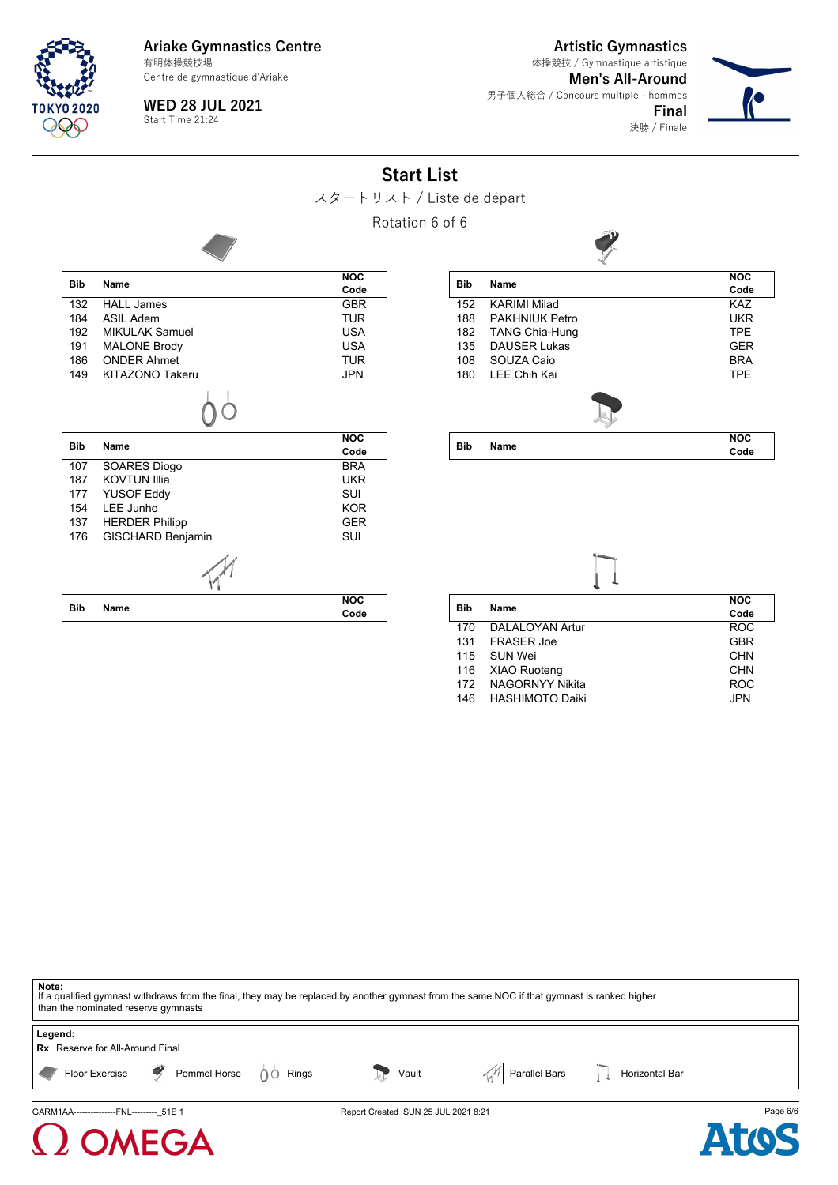Ariake Gymnastics Centre
有明体操競技場
Centre de gymnastique d'Ariake

WED 28 JUL 2021
Start Time 21:24

Artistic Gymnastics
体操競技 / Gymnastique artistique
Men's All-Around
男子個人総合 / Concours multiple - hommes
Final
決勝 / Finale

# Start List

スタートリスト / Liste de départ

Rotation 6 of 6

**Floor Exercise**

| Bib | Name | NOC Code |
|---|---|---|
| 132 | HALL James | GBR |
| 184 | ASIL Adem | TUR |
| 192 | MIKULAK Samuel | USA |
| 191 | MALONE Brody | USA |
| 186 | ONDER Ahmet | TUR |
| 149 | KITAZONO Takeru | JPN |

**Pommel Horse**

| Bib | Name | NOC Code |
|---|---|---|
| 152 | KARIMI Milad | KAZ |
| 188 | PAKHNIUK Petro | UKR |
| 182 | TANG Chia-Hung | TPE |
| 135 | DAUSER Lukas | GER |
| 108 | SOUZA Caio | BRA |
| 180 | LEE Chih Kai | TPE |

**Rings**

| Bib | Name | NOC Code |
|---|---|---|
| 107 | SOARES Diogo | BRA |
| 187 | KOVTUN Illia | UKR |
| 177 | YUSOF Eddy | SUI |
| 154 | LEE Junho | KOR |
| 137 | HERDER Philipp | GER |
| 176 | GISCHARD Benjamin | SUI |

**Vault**

| Bib | Name | NOC Code |
|---|---|---|

**Parallel Bars**

| Bib | Name | NOC Code |
|---|---|---|

**Horizontal Bar**

| Bib | Name | NOC Code |
|---|---|---|
| 170 | DALALOYAN Artur | ROC |
| 131 | FRASER Joe | GBR |
| 115 | SUN Wei | CHN |
| 116 | XIAO Ruoteng | CHN |
| 172 | NAGORNYY Nikita | ROC |
| 146 | HASHIMOTO Daiki | JPN |

**Note:**
If a qualified gymnast withdraws from the final, they may be replaced by another gymnast from the same NOC if that gymnast is ranked higher than the nominated reserve gymnasts

**Legend:**
**Rx** Reserve for All-Around Final

Floor Exercise, Pommel Horse, Rings, Vault, Parallel Bars, Horizontal Bar

GARM1AA----------------FNL---------_51E 1    Report Created SUN 25 JUL 2021 8:21